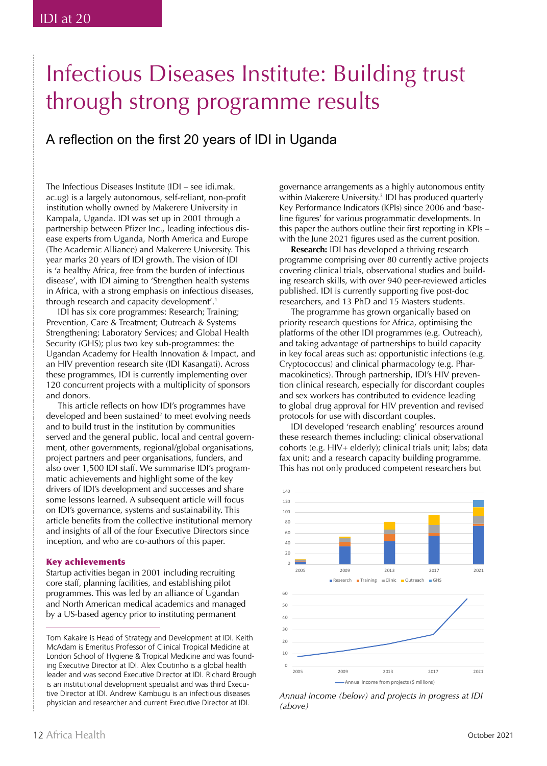# Infectious Diseases Institute: Building trust through strong programme results

## A reflection on the first 20 years of IDI in Uganda

The Infectious Diseases Institute (IDI – see idi.mak.ac.ug) is a largely autonomous, self-reliant, non-profit institution wholly owned by Makerere University in Kampala, Uganda. IDI was set up in 2001 through a partnership between Pfizer Inc., leading infectious disease experts from Uganda, North America and Europe (The Academic Alliance) and Makerere University. This year marks 20 years of IDI growth. The vision of IDI is 'a healthy Africa, free from the burden of infectious disease', with IDI aiming to 'Strengthen health systems in Africa, with a strong emphasis on infectious diseases, through research and capacity development'.[1]

IDI has six core programmes: Research; Training; Prevention, Care & Treatment; Outreach & Systems Strengthening; Laboratory Services; and Global Health Security (GHS); plus two key sub-programmes: the Ugandan Academy for Health Innovation & Impact, and an HIV prevention research site (IDI Kasangati). Across these programmes, IDI is currently implementing over 120 concurrent projects with a multiplicity of sponsors and donors.

This article reflects on how IDI's programmes have developed and been sustained[2] to meet evolving needs and to build trust in the institution by communities served and the general public, local and central government, other governments, regional/global organisations, project partners and peer organisations, funders, and also over 1,500 IDI staff. We summarise IDI's programmatic achievements and highlight some of the key drivers of IDI's development and successes and share some lessons learned. A subsequent article will focus on IDI's governance, systems and sustainability. This article benefits from the collective institutional memory and insights of all of the four Executive Directors since inception, and who are co-authors of this paper.

### Key achievements

Startup activities began in 2001 including recruiting core staff, planning facilities, and establishing pilot programmes. This was led by an alliance of Ugandan and North American medical academics and managed by a US-based agency prior to instituting permanent governance arrangements as a highly autonomous entity within Makerere University.[3] IDI has produced quarterly Key Performance Indicators (KPIs) since 2006 and 'baseline figures' for various programmatic developments. In this paper the authors outline their first reporting in KPIs – with the June 2021 figures used as the current position.

**Research:** IDI has developed a thriving research programme comprising over 80 currently active projects covering clinical trials, observational studies and building research skills, with over 940 peer-reviewed articles published. IDI is currently supporting five post-doc researchers, and 13 PhD and 15 Masters students.

The programme has grown organically based on priority research questions for Africa, optimising the platforms of the other IDI programmes (e.g. Outreach), and taking advantage of partnerships to build capacity in key focal areas such as: opportunistic infections (e.g. Cryptococcus) and clinical pharmacology (e.g. Pharmacokinetics). Through partnership, IDI's HIV prevention clinical research, especially for discordant couples and sex workers has contributed to evidence leading to global drug approval for HIV prevention and revised protocols for use with discordant couples.

IDI developed 'research enabling' resources around these research themes including: clinical observational cohorts (e.g. HIV+ elderly); clinical trials unit; labs; data fax unit; and a research capacity building programme. This has not only produced competent researchers but

*Annual income (below) and projects in progress at IDI (above)*

---

Tom Kakaire is Head of Strategy and Development at IDI. Keith McAdam is Emeritus Professor of Clinical Tropical Medicine at London School of Hygiene & Tropical Medicine and was founding Executive Director at IDI. Alex Coutinho is a global health leader and was second Executive Director at IDI. Richard Brough is an institutional development specialist and was third Executive Director at IDI. Andrew Kambugu is an infectious diseases physician and researcher and current Executive Director at IDI.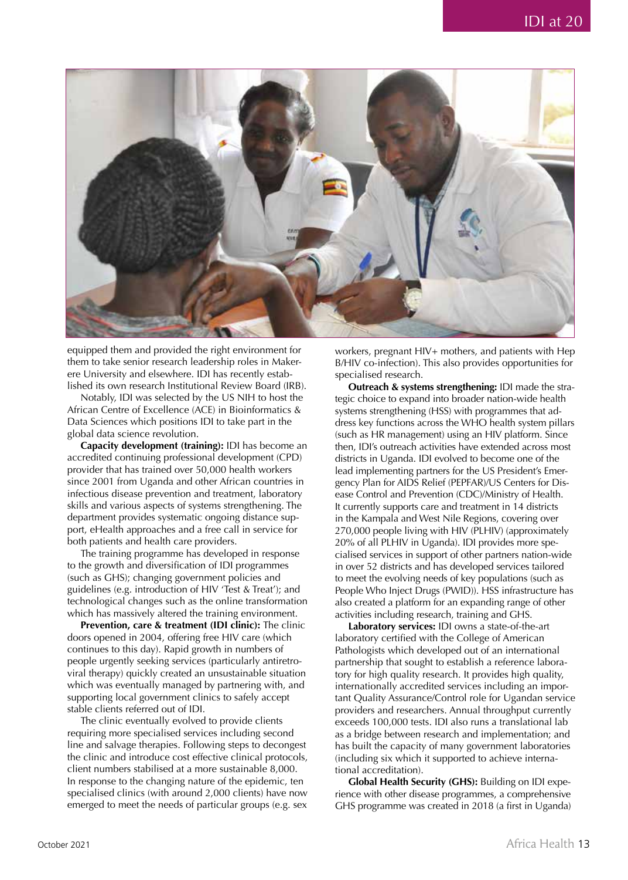equipped them and provided the right environment for them to take senior research leadership roles in Makerere University and elsewhere. IDI has recently established its own research Institutional Review Board (IRB).

Notably, IDI was selected by the US NIH to host the African Centre of Excellence (ACE) in Bioinformatics & Data Sciences which positions IDI to take part in the global data science revolution.

**Capacity development (training):** IDI has become an accredited continuing professional development (CPD) provider that has trained over 50,000 health workers since 2001 from Uganda and other African countries in infectious disease prevention and treatment, laboratory skills and various aspects of systems strengthening. The department provides systematic ongoing distance support, eHealth approaches and a free call in service for both patients and health care providers.

The training programme has developed in response to the growth and diversification of IDI programmes (such as GHS); changing government policies and guidelines (e.g. introduction of HIV 'Test & Treat'); and technological changes such as the online transformation which has massively altered the training environment.

**Prevention, care & treatment (IDI clinic):** The clinic doors opened in 2004, offering free HIV care (which continues to this day). Rapid growth in numbers of people urgently seeking services (particularly antiretroviral therapy) quickly created an unsustainable situation which was eventually managed by partnering with, and supporting local government clinics to safely accept stable clients referred out of IDI.

The clinic eventually evolved to provide clients requiring more specialised services including second line and salvage therapies. Following steps to decongest the clinic and introduce cost effective clinical protocols, client numbers stabilised at a more sustainable 8,000. In response to the changing nature of the epidemic, ten specialised clinics (with around 2,000 clients) have now emerged to meet the needs of particular groups (e.g. sex workers, pregnant HIV+ mothers, and patients with Hep B/HIV co-infection). This also provides opportunities for specialised research.

**Outreach & systems strengthening:** IDI made the strategic choice to expand into broader nation-wide health systems strengthening (HSS) with programmes that address key functions across the WHO health system pillars (such as HR management) using an HIV platform. Since then, IDI's outreach activities have extended across most districts in Uganda. IDI evolved to become one of the lead implementing partners for the US President's Emergency Plan for AIDS Relief (PEPFAR)/US Centers for Disease Control and Prevention (CDC)/Ministry of Health. It currently supports care and treatment in 14 districts in the Kampala and West Nile Regions, covering over 270,000 people living with HIV (PLHIV) (approximately 20% of all PLHIV in Uganda). IDI provides more specialised services in support of other partners nation-wide in over 52 districts and has developed services tailored to meet the evolving needs of key populations (such as People Who Inject Drugs (PWID)). HSS infrastructure has also created a platform for an expanding range of other activities including research, training and GHS.

**Laboratory services:** IDI owns a state-of-the-art laboratory certified with the College of American Pathologists which developed out of an international partnership that sought to establish a reference laboratory for high quality research. It provides high quality, internationally accredited services including an important Quality Assurance/Control role for Ugandan service providers and researchers. Annual throughput currently exceeds 100,000 tests. IDI also runs a translational lab as a bridge between research and implementation; and has built the capacity of many government laboratories (including six which it supported to achieve international accreditation).

**Global Health Security (GHS):** Building on IDI experience with other disease programmes, a comprehensive GHS programme was created in 2018 (a first in Uganda)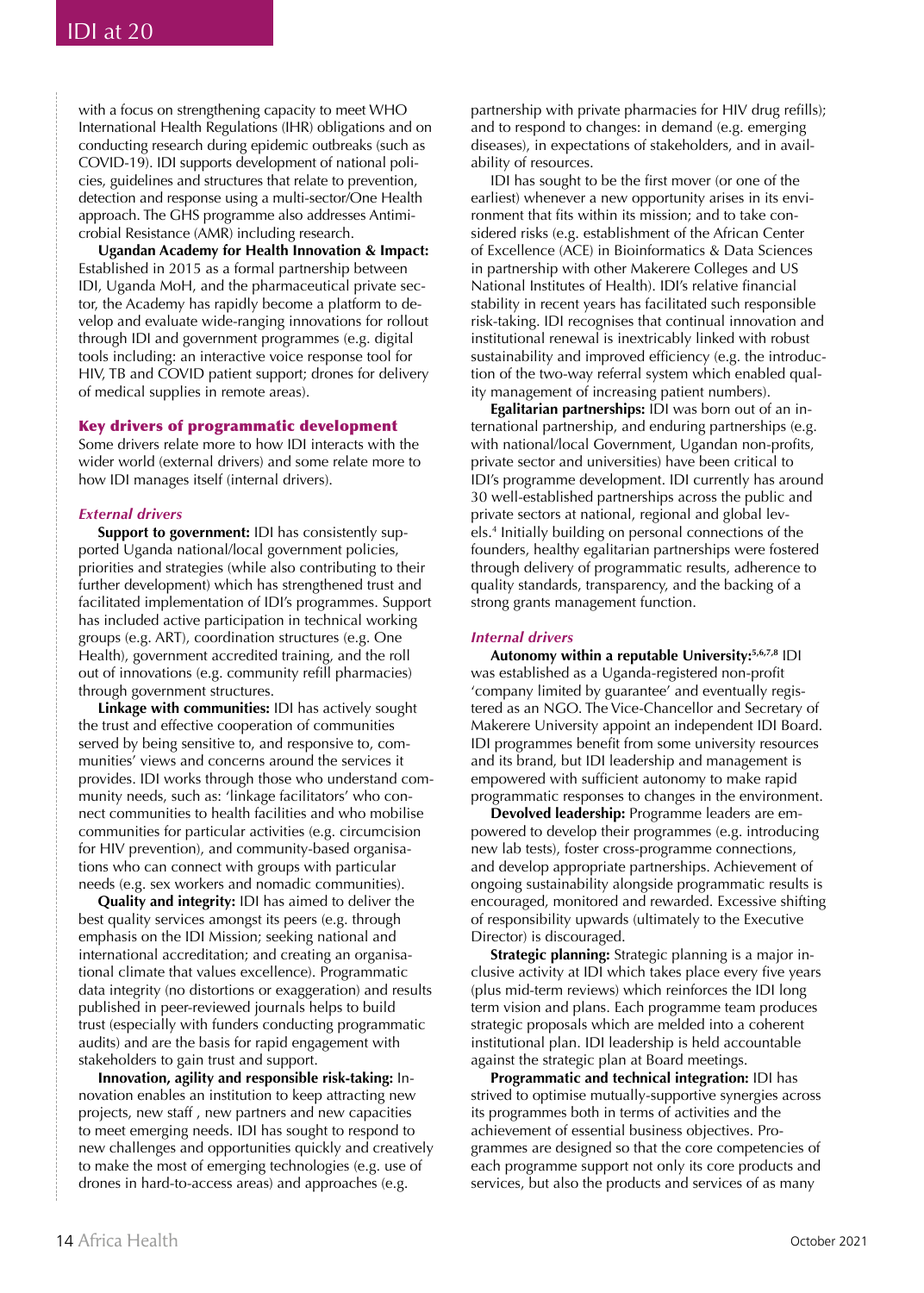with a focus on strengthening capacity to meet WHO International Health Regulations (IHR) obligations and on conducting research during epidemic outbreaks (such as COVID-19). IDI supports development of national policies, guidelines and structures that relate to prevention, detection and response using a multi-sector/One Health approach. The GHS programme also addresses Antimicrobial Resistance (AMR) including research.

**Ugandan Academy for Health Innovation & Impact:** Established in 2015 as a formal partnership between IDI, Uganda MoH, and the pharmaceutical private sector, the Academy has rapidly become a platform to develop and evaluate wide-ranging innovations for rollout through IDI and government programmes (e.g. digital tools including: an interactive voice response tool for HIV, TB and COVID patient support; drones for delivery of medical supplies in remote areas).

## Key drivers of programmatic development

Some drivers relate more to how IDI interacts with the wider world (external drivers) and some relate more to how IDI manages itself (internal drivers).

### *External drivers*

**Support to government:** IDI has consistently supported Uganda national/local government policies, priorities and strategies (while also contributing to their further development) which has strengthened trust and facilitated implementation of IDI's programmes. Support has included active participation in technical working groups (e.g. ART), coordination structures (e.g. One Health), government accredited training, and the roll out of innovations (e.g. community refill pharmacies) through government structures.

**Linkage with communities:** IDI has actively sought the trust and effective cooperation of communities served by being sensitive to, and responsive to, communities' views and concerns around the services it provides. IDI works through those who understand community needs, such as: 'linkage facilitators' who connect communities to health facilities and who mobilise communities for particular activities (e.g. circumcision for HIV prevention), and community-based organisations who can connect with groups with particular needs (e.g. sex workers and nomadic communities).

**Quality and integrity:** IDI has aimed to deliver the best quality services amongst its peers (e.g. through emphasis on the IDI Mission; seeking national and international accreditation; and creating an organisational climate that values excellence). Programmatic data integrity (no distortions or exaggeration) and results published in peer-reviewed journals helps to build trust (especially with funders conducting programmatic audits) and are the basis for rapid engagement with stakeholders to gain trust and support.

**Innovation, agility and responsible risk-taking:** Innovation enables an institution to keep attracting new projects, new staff , new partners and new capacities to meet emerging needs. IDI has sought to respond to new challenges and opportunities quickly and creatively to make the most of emerging technologies (e.g. use of drones in hard-to-access areas) and approaches (e.g. partnership with private pharmacies for HIV drug refills); and to respond to changes: in demand (e.g. emerging diseases), in expectations of stakeholders, and in availability of resources.

IDI has sought to be the first mover (or one of the earliest) whenever a new opportunity arises in its environment that fits within its mission; and to take considered risks (e.g. establishment of the African Center of Excellence (ACE) in Bioinformatics & Data Sciences in partnership with other Makerere Colleges and US National Institutes of Health). IDI's relative financial stability in recent years has facilitated such responsible risk-taking. IDI recognises that continual innovation and institutional renewal is inextricably linked with robust sustainability and improved efficiency (e.g. the introduction of the two-way referral system which enabled quality management of increasing patient numbers).

**Egalitarian partnerships:** IDI was born out of an international partnership, and enduring partnerships (e.g. with national/local Government, Ugandan non-profits, private sector and universities) have been critical to IDI's programme development. IDI currently has around 30 well-established partnerships across the public and private sectors at national, regional and global levels.[4] Initially building on personal connections of the founders, healthy egalitarian partnerships were fostered through delivery of programmatic results, adherence to quality standards, transparency, and the backing of a strong grants management function.

### *Internal drivers*

**Autonomy within a reputable University:[5,6,7,8]** IDI was established as a Uganda-registered non-profit 'company limited by guarantee' and eventually registered as an NGO. The Vice-Chancellor and Secretary of Makerere University appoint an independent IDI Board. IDI programmes benefit from some university resources and its brand, but IDI leadership and management is empowered with sufficient autonomy to make rapid programmatic responses to changes in the environment.

**Devolved leadership:** Programme leaders are empowered to develop their programmes (e.g. introducing new lab tests), foster cross-programme connections, and develop appropriate partnerships. Achievement of ongoing sustainability alongside programmatic results is encouraged, monitored and rewarded. Excessive shifting of responsibility upwards (ultimately to the Executive Director) is discouraged.

**Strategic planning:** Strategic planning is a major inclusive activity at IDI which takes place every five years (plus mid-term reviews) which reinforces the IDI long term vision and plans. Each programme team produces strategic proposals which are melded into a coherent institutional plan. IDI leadership is held accountable against the strategic plan at Board meetings.

**Programmatic and technical integration:** IDI has strived to optimise mutually-supportive synergies across its programmes both in terms of activities and the achievement of essential business objectives. Programmes are designed so that the core competencies of each programme support not only its core products and services, but also the products and services of as many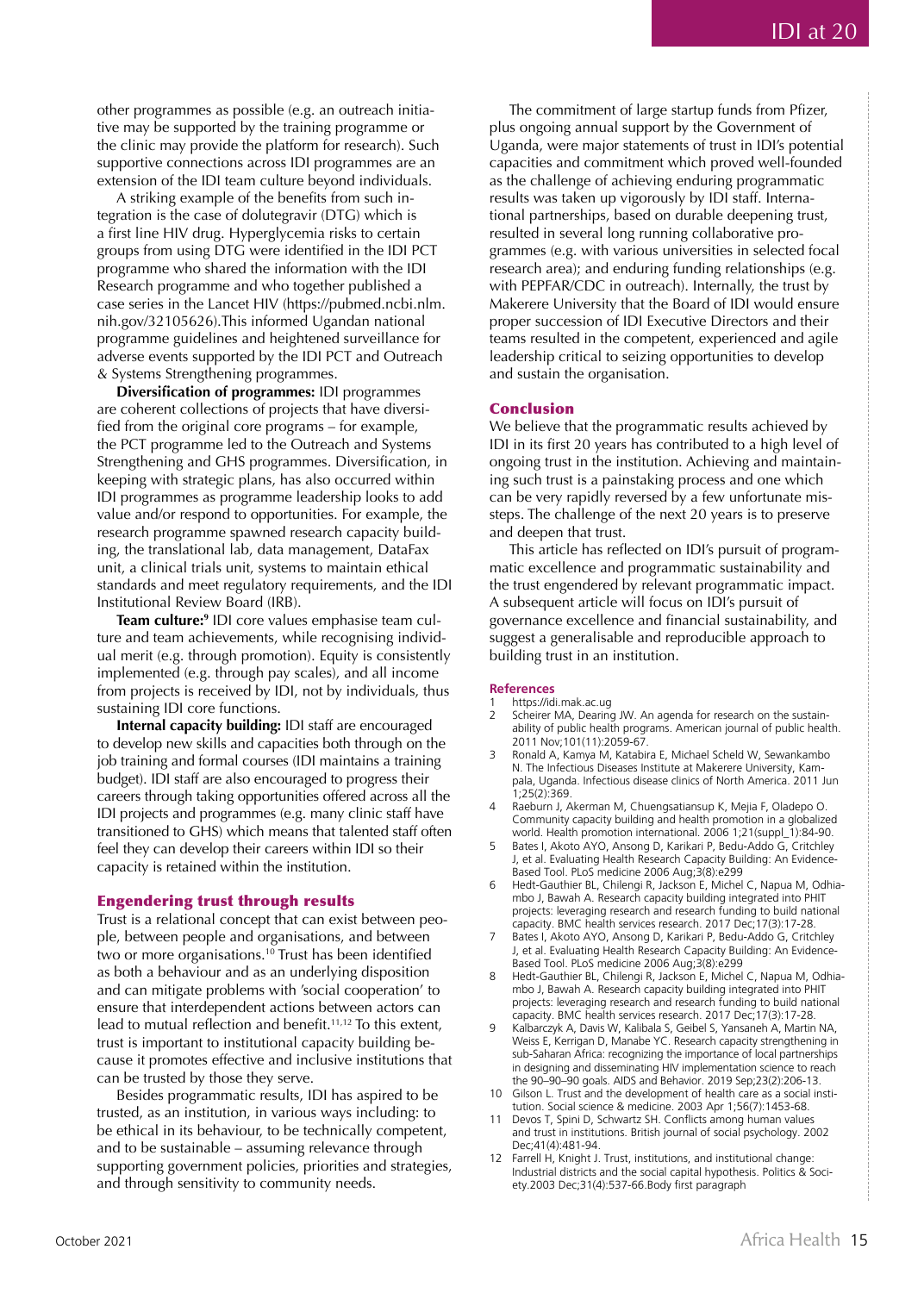other programmes as possible (e.g. an outreach initiative may be supported by the training programme or the clinic may provide the platform for research). Such supportive connections across IDI programmes are an extension of the IDI team culture beyond individuals.

A striking example of the benefits from such integration is the case of dolutegravir (DTG) which is a first line HIV drug. Hyperglycemia risks to certain groups from using DTG were identified in the IDI PCT programme who shared the information with the IDI Research programme and who together published a case series in the Lancet HIV (https://pubmed.ncbi.nlm.nih.gov/32105626).This informed Ugandan national programme guidelines and heightened surveillance for adverse events supported by the IDI PCT and Outreach & Systems Strengthening programmes.

**Diversification of programmes:** IDI programmes are coherent collections of projects that have diversified from the original core programs – for example, the PCT programme led to the Outreach and Systems Strengthening and GHS programmes. Diversification, in keeping with strategic plans, has also occurred within IDI programmes as programme leadership looks to add value and/or respond to opportunities. For example, the research programme spawned research capacity building, the translational lab, data management, DataFax unit, a clinical trials unit, systems to maintain ethical standards and meet regulatory requirements, and the IDI Institutional Review Board (IRB).

**Team culture:**[9] IDI core values emphasise team culture and team achievements, while recognising individual merit (e.g. through promotion). Equity is consistently implemented (e.g. through pay scales), and all income from projects is received by IDI, not by individuals, thus sustaining IDI core functions.

**Internal capacity building:** IDI staff are encouraged to develop new skills and capacities both through on the job training and formal courses (IDI maintains a training budget). IDI staff are also encouraged to progress their careers through taking opportunities offered across all the IDI projects and programmes (e.g. many clinic staff have transitioned to GHS) which means that talented staff often feel they can develop their careers within IDI so their capacity is retained within the institution.

## Engendering trust through results

Trust is a relational concept that can exist between people, between people and organisations, and between two or more organisations.[10] Trust has been identified as both a behaviour and as an underlying disposition and can mitigate problems with 'social cooperation' to ensure that interdependent actions between actors can lead to mutual reflection and benefit.[11,12] To this extent, trust is important to institutional capacity building because it promotes effective and inclusive institutions that can be trusted by those they serve.

Besides programmatic results, IDI has aspired to be trusted, as an institution, in various ways including: to be ethical in its behaviour, to be technically competent, and to be sustainable – assuming relevance through supporting government policies, priorities and strategies, and through sensitivity to community needs.

The commitment of large startup funds from Pfizer, plus ongoing annual support by the Government of Uganda, were major statements of trust in IDI's potential capacities and commitment which proved well-founded as the challenge of achieving enduring programmatic results was taken up vigorously by IDI staff. International partnerships, based on durable deepening trust, resulted in several long running collaborative programmes (e.g. with various universities in selected focal research area); and enduring funding relationships (e.g. with PEPFAR/CDC in outreach). Internally, the trust by Makerere University that the Board of IDI would ensure proper succession of IDI Executive Directors and their teams resulted in the competent, experienced and agile leadership critical to seizing opportunities to develop and sustain the organisation.

## Conclusion

We believe that the programmatic results achieved by IDI in its first 20 years has contributed to a high level of ongoing trust in the institution. Achieving and maintaining such trust is a painstaking process and one which can be very rapidly reversed by a few unfortunate missteps. The challenge of the next 20 years is to preserve and deepen that trust.

This article has reflected on IDI's pursuit of programmatic excellence and programmatic sustainability and the trust engendered by relevant programmatic impact. A subsequent article will focus on IDI's pursuit of governance excellence and financial sustainability, and suggest a generalisable and reproducible approach to building trust in an institution.

### References

1. https://idi.mak.ac.ug
2. Scheirer MA, Dearing JW. An agenda for research on the sustainability of public health programs. American journal of public health. 2011 Nov;101(11):2059-67.
3. Ronald A, Kamya M, Katabira E, Michael Scheld W, Sewankambo N. The Infectious Diseases Institute at Makerere University, Kampala, Uganda. Infectious disease clinics of North America. 2011 Jun 1;25(2):369.
4. Raeburn J, Akerman M, Chuengsatiansup K, Mejia F, Oladepo O. Community capacity building and health promotion in a globalized world. Health promotion international. 2006 1;21(suppl_1):84-90.
5. Bates I, Akoto AYO, Ansong D, Karikari P, Bedu-Addo G, Critchley J, et al. Evaluating Health Research Capacity Building: An Evidence-Based Tool. PLoS medicine 2006 Aug;3(8):e299
6. Hedt-Gauthier BL, Chilengi R, Jackson E, Michel C, Napua M, Odhiambo J, Bawah A. Research capacity building integrated into PHIT projects: leveraging research and research funding to build national capacity. BMC health services research. 2017 Dec;17(3):17-28.
7. Bates I, Akoto AYO, Ansong D, Karikari P, Bedu-Addo G, Critchley J, et al. Evaluating Health Research Capacity Building: An Evidence-Based Tool. PLoS medicine 2006 Aug;3(8):e299
8. Hedt-Gauthier BL, Chilengi R, Jackson E, Michel C, Napua M, Odhiambo J, Bawah A. Research capacity building integrated into PHIT projects: leveraging research and research funding to build national capacity. BMC health services research. 2017 Dec;17(3):17-28.
9. Kalbarczyk A, Davis W, Kalibala S, Geibel S, Yansaneh A, Martin NA, Weiss E, Kerrigan D, Manabe YC. Research capacity strengthening in sub-Saharan Africa: recognizing the importance of local partnerships in designing and disseminating HIV implementation science to reach the 90–90–90 goals. AIDS and Behavior. 2019 Sep;23(2):206-13.
10. Gilson L. Trust and the development of health care as a social institution. Social science & medicine. 2003 Apr 1;56(7):1453-68.
11. Devos T, Spini D, Schwartz SH. Conflicts among human values and trust in institutions. British journal of social psychology. 2002 Dec;41(4):481-94.
12. Farrell H, Knight J. Trust, institutions, and institutional change: Industrial districts and the social capital hypothesis. Politics & Society.2003 Dec;31(4):537-66.Body first paragraph